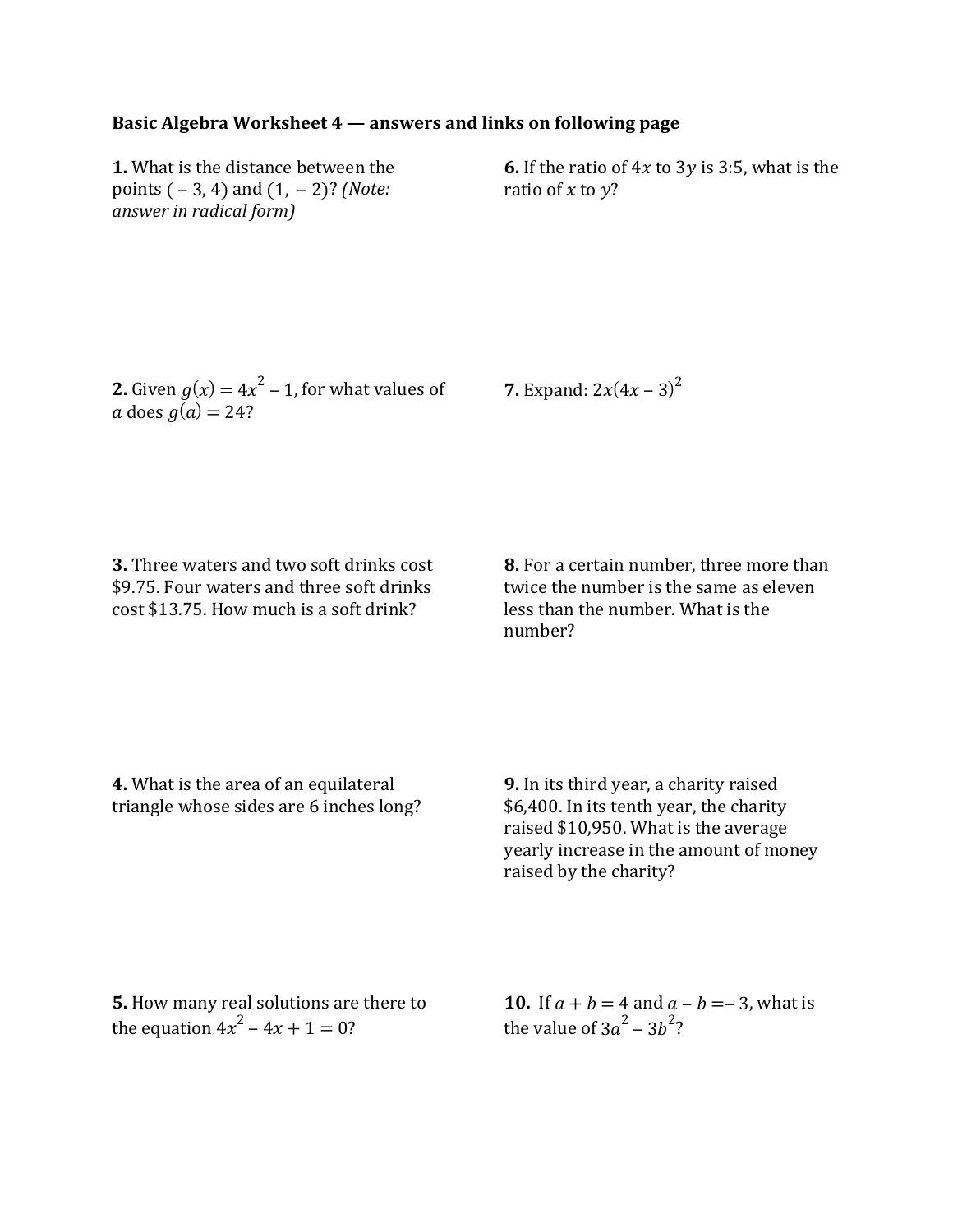**Basic Algebra Worksheet 4 — answers and links on following page**

**1.** What is the distance between the points $(-3, 4)$ and $(1, -2)$? *(Note: answer in radical form)*

**2.** Given $g(x) = 4x^2 - 1$, for what values of $a$ does $g(a) = 24$?

**3.** Three waters and two soft drinks cost \$9.75. Four waters and three soft drinks cost \$13.75. How much is a soft drink?

**4.** What is the area of an equilateral triangle whose sides are 6 inches long?

**5.** How many real solutions are there to the equation $4x^2 - 4x + 1 = 0$?

**6.** If the ratio of $4x$ to $3y$ is 3:5, what is the ratio of $x$ to $y$?

**7.** Expand: $2x(4x - 3)^2$

**8.** For a certain number, three more than twice the number is the same as eleven less than the number. What is the number?

**9.** In its third year, a charity raised \$6,400. In its tenth year, the charity raised \$10,950. What is the average yearly increase in the amount of money raised by the charity?

**10.** If $a + b = 4$ and $a - b = -3$, what is the value of $3a^2 - 3b^2$?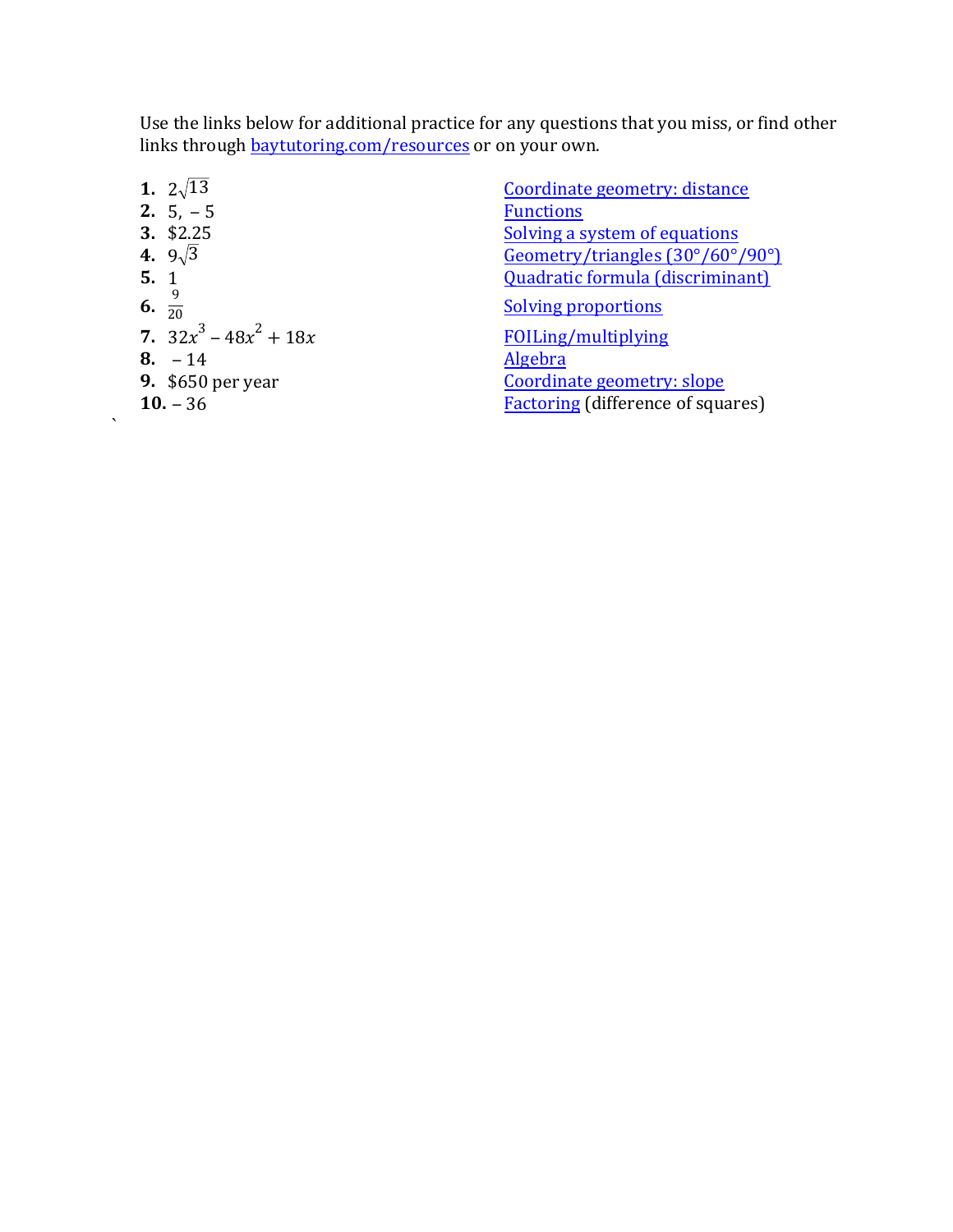Use the links below for additional practice for any questions that you miss, or find other links through baytutoring.com/resources or on your own.

| | |
|---|---|
| **1.** $2\sqrt{13}$ | Coordinate geometry: distance |
| **2.** $5, -5$ | Functions |
| **3.** $2.25 | Solving a system of equations |
| **4.** $9\sqrt{3}$ | Geometry/triangles (30°/60°/90°) |
| **5.** 1 | Quadratic formula (discriminant) |
| **6.** $\frac{9}{20}$ | Solving proportions |
| **7.** $32x^3 - 48x^2 + 18x$ | FOILing/multiplying |
| **8.** $-14$ | Algebra |
| **9.** $650 per year | Coordinate geometry: slope |
| **10.** $-36$ | Factoring (difference of squares) |